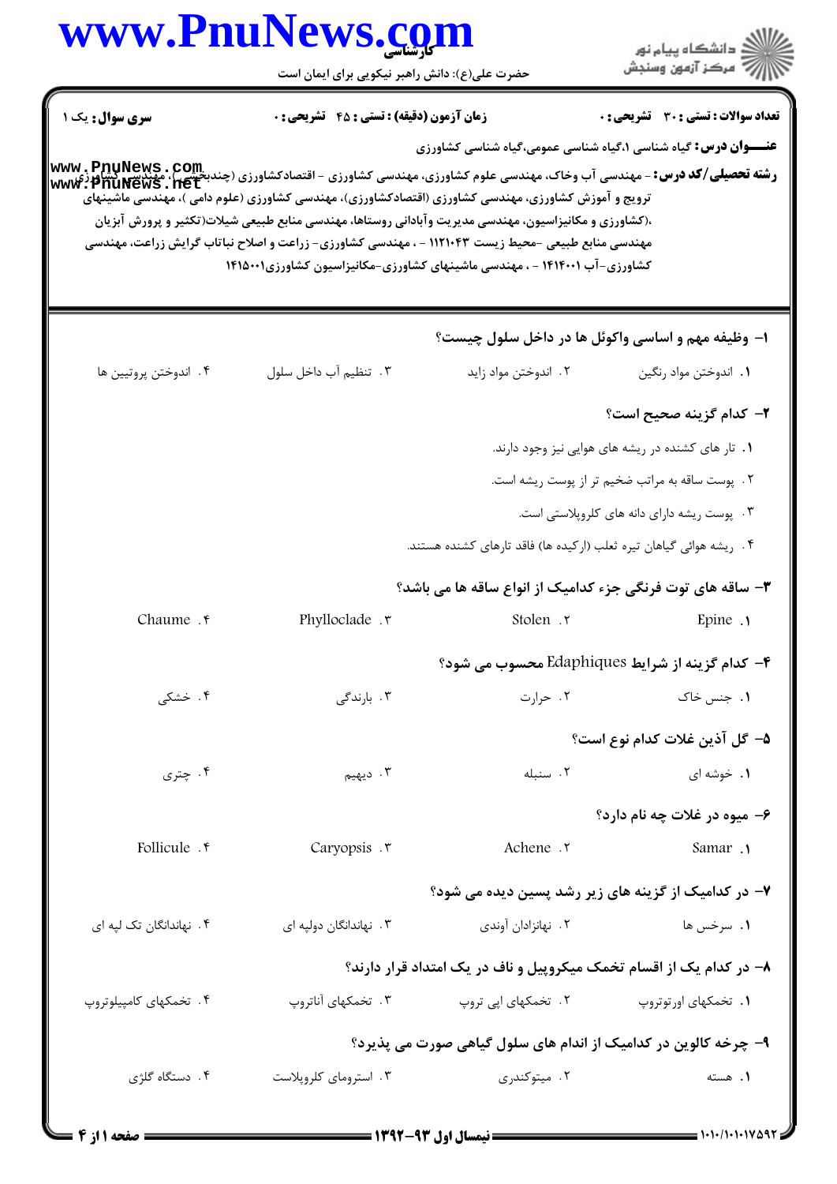کارشناسی

حضرت علی(ع): دانش راهبر نیکویی برای ایمان است

دانشگاه پیام نور
مرکز آزمون وسنجش

**سری سوال:** یک ۱ | **زمان آزمون (دقیقه) : تستی : ۴۵ تشریحی : ۰** | **تعداد سوالات : تستی : ۳۰ تشریحی : ۰**

**عنـــوان درس:** گیاه شناسی ۱،گیاه شناسی عمومی،گیاه شناسی کشاورزی

**رشته تحصیلی/کد درس:** - مهندسی آب وخاک، مهندسی علوم کشاورزی، مهندسی کشاورزی - اقتصادکشاورزی (چندبخشی )، مهندسی کشاورزی ترویج و آموزش کشاورزی، مهندسی کشاورزی (اقتصادکشاورزی)، مهندسی کشاورزی (علوم دامی )، مهندسی ماشینهای ،(کشاورزی و مکانیزاسیون، مهندسی مدیریت وآبادانی روستاها، مهندسی منابع طبیعی شیلات(تکثیر و پرورش آبزیان مهندسی منابع طبیعی -محیط زیست ۱۱۲۱۰۴۳ - ، مهندسی کشاورزی- زراعت و اصلاح نباتات گرایش زراعت، مهندسی کشاورزی-آب ۱۴۱۴۰۰۱ - ، مهندسی ماشینهای کشاورزی-مکانیزاسیون کشاورزی۱۴۱۵۰۰۱

۱- وظیفه مهم و اساسی واکوئل ها در داخل سلول چیست؟

۱. اندوختن مواد رنگین  ۲. اندوختن مواد زاید  ۳. تنظیم آب داخل سلول  ۴. اندوختن پروتیین ها

۲- کدام گزینه صحیح است؟

۱. تار های کشنده در ریشه های هوایی نیز وجود دارند.
۲. پوست ساقه به مراتب ضخیم تر از پوست ریشه است.
۳. پوست ریشه دارای دانه های کلروپلاستی است.
۴. ریشه هوائی گیاهان تیره ثعلب (ارکیده ها) فاقد تارهای کشنده هستند.

۳- ساقه های توت فرنگی جزء کدامیک از انواع ساقه ها می باشد؟

۱. Epine  ۲. Stolen  ۳. Phylloclade  ۴. Chaume

۴- کدام گزینه از شرایط Edaphiques محسوب می شود؟

۱. جنس خاک  ۲. حرارت  ۳. بارندگی  ۴. خشکی

۵- گل آذین غلات کدام نوع است؟

۱. خوشه ای  ۲. سنبله  ۳. دیهیم  ۴. چتری

۶- میوه در غلات چه نام دارد؟

۱. Samar  ۲. Achene  ۳. Caryopsis  ۴. Follicule

۷- در کدامیک از گزینه های زیر رشد پسین دیده می شود؟

۱. سرخس ها  ۲. نهانزادان آوندی  ۳. نهاندانگان دولپه ای  ۴. نهاندانگان تک لپه ای

۸- در کدام یک از اقسام تخمک میکروپیل و ناف در یک امتداد قرار دارند؟

۱. تخمکهای اورتوتروپ  ۲. تخمکهای اپی تروپ  ۳. تخمکهای آناتروپ  ۴. تخمکهای کامپیلوتروپ

۹- چرخه کالوین در کدامیک از اندام های سلول گیاهی صورت می پذیرد؟

۱. هسته  ۲. میتوکندری  ۳. استرومای کلروپلاست  ۴. دستگاه گلژی

نیمسال اول ۹۳-۱۳۹۲

۱۰۱۰/۱۰۱۰۱۷۵۹۲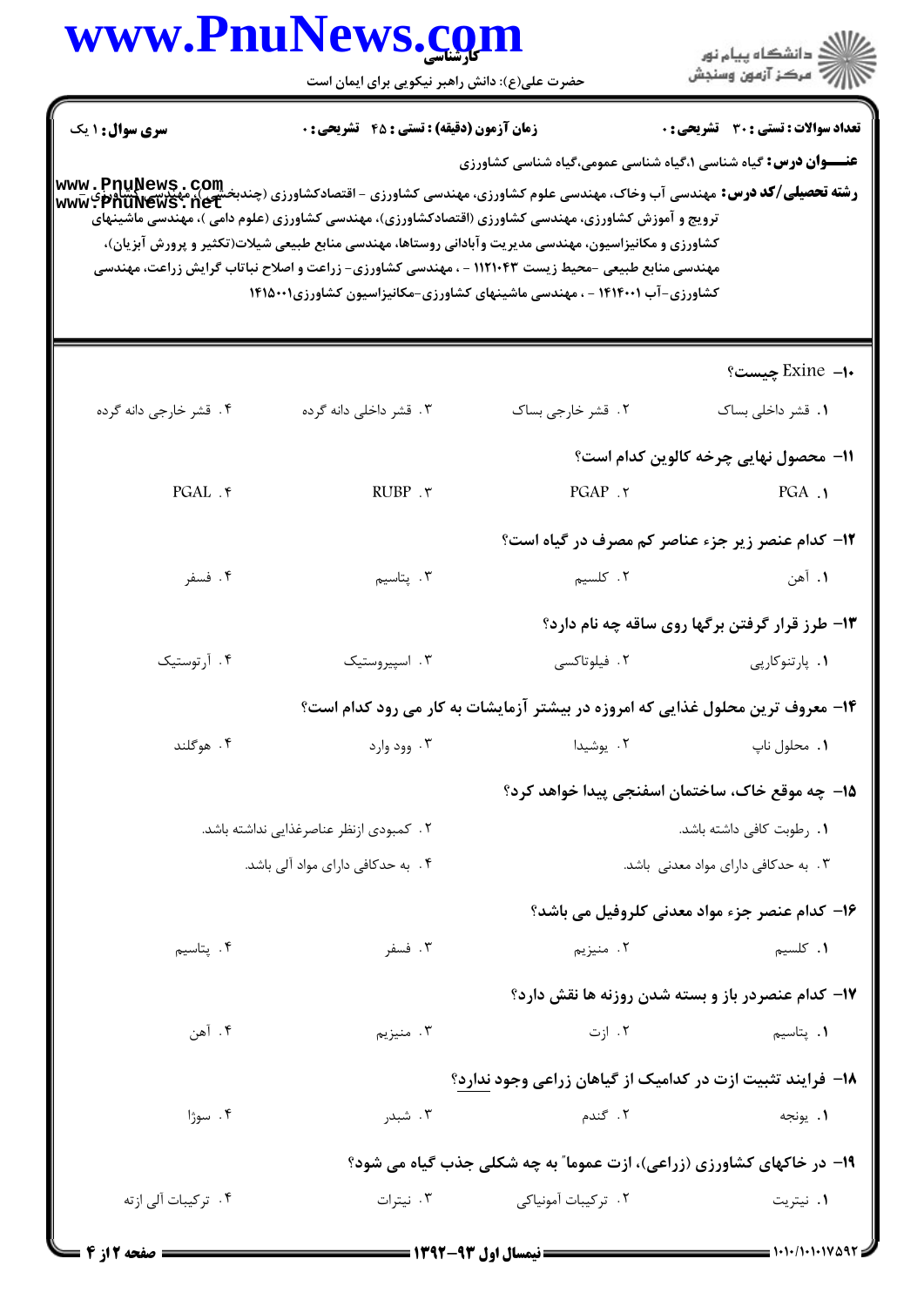**سری سوال:** ۱ یک | **زمان آزمون (دقیقه) : تستی :** ۴۵ **تشریحی :** ۰ | **تعداد سوالات : تستی :** ۳۰ **تشریحی :** ۰

**عنـــوان درس:** گیاه شناسی ۱،گیاه شناسی عمومی،گیاه شناسی کشاورزی

**رشته تحصیلی/کد درس:** مهندسی آب وخاک، مهندسی علوم کشاورزی، مهندسی کشاورزی - اقتصادکشاورزی (چندبخشی )، مهندسی کشاورزی - ترویج و آموزش کشاورزی، مهندسی کشاورزی (اقتصادکشاورزی)، مهندسی کشاورزی (علوم دامی )، مهندسی ماشینهای کشاورزی و مکانیزاسیون، مهندسی مدیریت وآبادانی روستاها، مهندسی منابع طبیعی شیلات(تکثیر و پرورش آبزیان)، مهندسی منابع طبیعی -محیط زیست ۱۱۲۱۰۴۳ - ، مهندسی کشاورزی- زراعت و اصلاح نباتات گرایش زراعت، مهندسی کشاورزی-آب ۱۴۱۴۰۰۱ - ، مهندسی ماشینهای کشاورزی-مکانیزاسیون کشاورزی۱۴۱۵۰۰۱

۱۰- Exine چیست؟

۱. قشر داخلی بساک
۲. قشر خارجی بساک
۳. قشر داخلی دانه گرده
۴. قشر خارجی دانه گرده

۱۱- محصول نهایی چرخه کالوین کدام است؟

۱. PGA
۲. PGAP
۳. RUBP
۴. PGAL

۱۲- کدام عنصر زیر جزء عناصر کم مصرف در گیاه است؟

۱. آهن
۲. کلسیم
۳. پتاسیم
۴. فسفر

۱۳- طرز قرار گرفتن برگها روی ساقه چه نام دارد؟

۱. پارتنوکارپی
۲. فیلوتاکسی
۳. اسپیروستیک
۴. آرتوستیک

۱۴- معروف ترین محلول غذایی که امروزه در بیشتر آزمایشات به کار می رود کدام است؟

۱. محلول ناپ
۲. یوشیدا
۳. وود وارد
۴. هوگلند

۱۵- چه موقع خاک، ساختمان اسفنجی پیدا خواهد کرد؟

۱. رطوبت کافی داشته باشد.
۲. کمبودی ازنظر عناصرغذایی نداشته باشد.
۳. به حدکافی دارای مواد معدنی باشد.
۴. به حدکافی دارای مواد آلی باشد.

۱۶- کدام عنصر جزء مواد معدنی کلروفیل می باشد؟

۱. کلسیم
۲. منیزیم
۳. فسفر
۴. پتاسیم

۱۷- کدام عنصردر باز و بسته شدن روزنه ها نقش دارد؟

۱. پتاسیم
۲. ازت
۳. منیزیم
۴. آهن

۱۸- فرایند تثبیت ازت در کدامیک از گیاهان زراعی وجود <u>ندارد</u>؟

۱. یونجه
۲. گندم
۳. شبدر
۴. سوژا

۱۹- در خاکهای کشاورزی (زراعی)، ازت عموما" به چه شکلی جذب گیاه می شود؟

۱. نیتریت
۲. ترکیبات آمونیاکی
۳. نیترات
۴. ترکیبات آلی ازته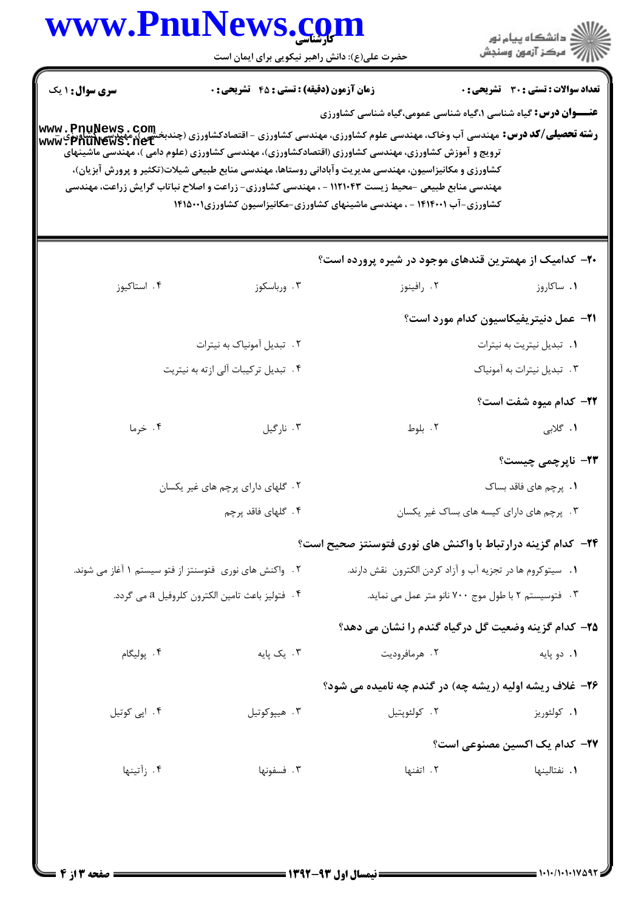**سری سوال:** ۱ یک

**زمان آزمون (دقیقه) : تستی : ۴۵ تشریحی : ۰**

**تعداد سوالات : تستی : ۳۰ تشریحی : ۰**

**عنـــوان درس:** گیاه شناسی ۱،گیاه شناسی عمومی،گیاه شناسی کشاورزی

**رشته تحصیلی/کد درس:** مهندسی آب وخاک، مهندسی علوم کشاورزی، مهندسی کشاورزی - اقتصادکشاورزی (چندبخشی )، مهندسی کشاورزی - ترویج و آموزش کشاورزی، مهندسی کشاورزی (اقتصادکشاورزی)، مهندسی کشاورزی (علوم دامی )، مهندسی ماشینهای کشاورزی و مکانیزاسیون، مهندسی مدیریت وآبادانی روستاها، مهندسی منابع طبیعی شیلات(تکثیر و پرورش آبزیان)، مهندسی منابع طبیعی -محیط زیست ۱۱۲۱۰۴۳ - ، مهندسی کشاورزی- زراعت و اصلاح نباتات گرایش زراعت، مهندسی کشاورزی-آب ۱۴۱۴۰۰۱ - ، مهندسی ماشینهای کشاورزی-مکانیزاسیون کشاورزی۱۴۱۵۰۰۱

**۲۰- کدامیک از مهمترین قندهای موجود در شیره پرورده است؟**

۱. ساکاروز
۲. رافینوز
۳. ورباسکوز
۴. استاکیوز

**۲۱- عمل دنیتریفیکاسیون کدام مورد است؟**

۱. تبدیل نیتریت به نیترات
۲. تبدیل آمونیاک به نیترات
۳. تبدیل نیترات به آمونیاک
۴. تبدیل ترکیبات آلی ازته به نیتریت

**۲۲- کدام میوه شفت است؟**

۱. گلابی
۲. بلوط
۳. نارگیل
۴. خرما

**۲۳- ناپرچمی چیست؟**

۱. پرچم های فاقد بساک
۲. گلهای دارای پرچم های غیر یکسان
۳. پرچم های دارای کیسه های بساک غیر یکسان
۴. گلهای فاقد پرچم

**۲۴- کدام گزینه درارتباط با واکنش های نوری فتوسنتز صحیح است؟**

۱. سیتوکروم ها در تجزیه آب و آزاد کردن الکترون نقش دارند.
۲. واکنش های نوری فتوسنتز از فتو سیستم ۱ آغاز می شوند.
۳. فتوسیستم ۲ با طول موج ۷۰۰ نانو متر عمل می نماید.
۴. فتولیز باعث تامین الکترون کلروفیل a می گردد.

**۲۵- کدام گزینه وضعیت گل درگیاه گندم را نشان می دهد؟**

۱. دو پایه
۲. هرمافرودیت
۳. یک پایه
۴. پولیگام

**۲۶- غلاف ریشه اولیه (ریشه چه) در گندم چه نامیده می شود؟**

۱. کولئوریز
۲. کولئوپتیل
۳. هیپوکوتیل
۴. اپی کوتیل

**۲۷- کدام یک اکسین مصنوعی است؟**

۱. نفتالینها
۲. اتفنها
۳. فسفونها
۴. زآتینها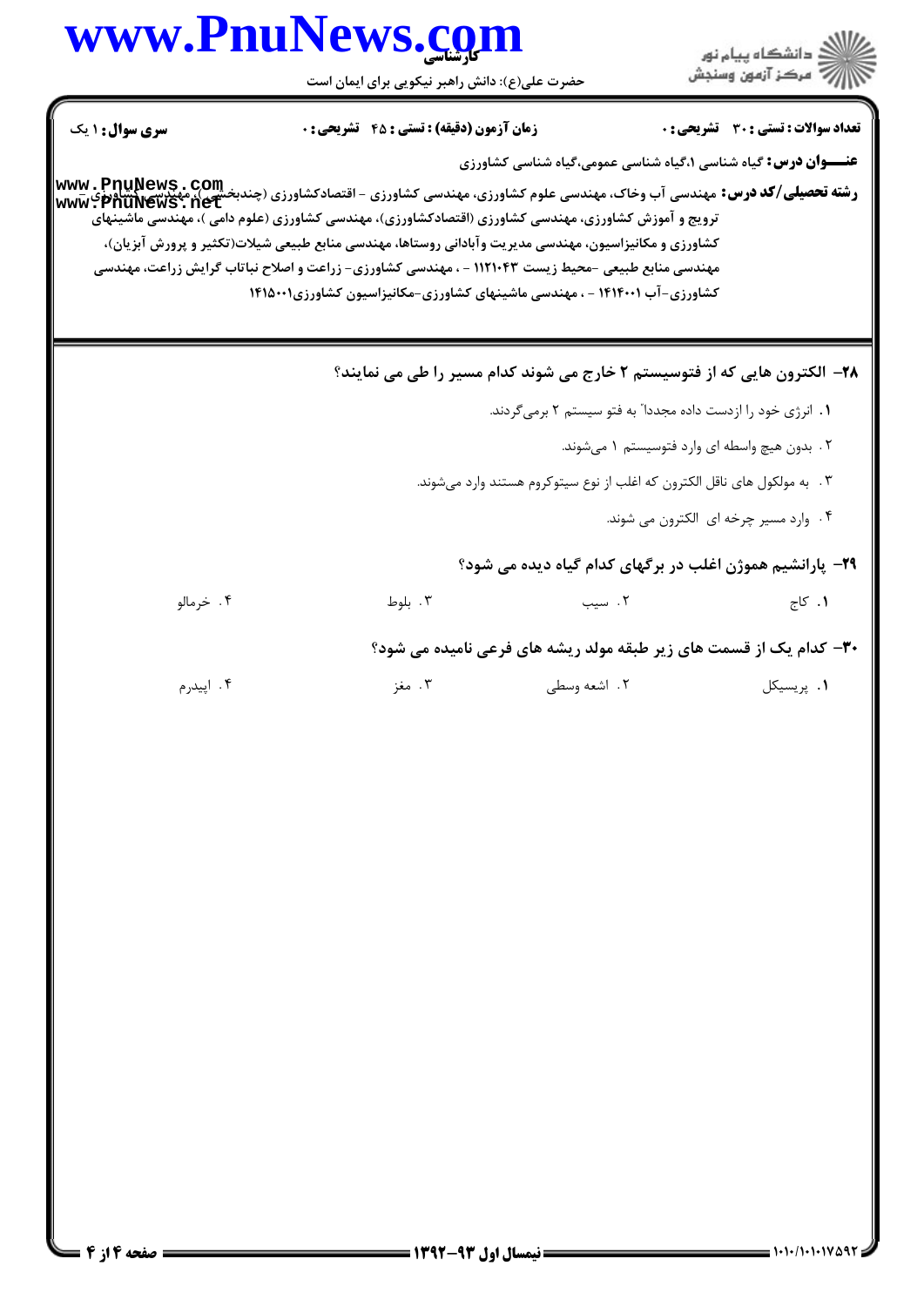**تعداد سوالات : تستی : ۳۰ تشریحی : ۰** | **زمان آزمون (دقیقه) : تستی : ۴۵ تشریحی : ۰** | **سری سوال : ۱ یک**

**عنـــوان درس:** گیاه شناسی ۱،گیاه شناسی عمومی،گیاه شناسی کشاورزی

**رشته تحصیلی/کد درس:** مهندسی آب وخاک، مهندسی علوم کشاورزی، مهندسی کشاورزی - اقتصادکشاورزی (چندبخشی )، مهندسی کشاورزی - ترویج و آموزش کشاورزی، مهندسی کشاورزی (اقتصادکشاورزی)، مهندسی کشاورزی (علوم دامی )، مهندسی ماشینهای کشاورزی و مکانیزاسیون، مهندسی مدیریت وآبادانی روستاها، مهندسی منابع طبیعی شیلات(تکثیر و پرورش آبزیان)، مهندسی منابع طبیعی -محیط زیست ۱۱۲۱۰۴۳ - ، مهندسی کشاورزی- زراعت و اصلاح نباتات گرایش زراعت، مهندسی کشاورزی-آب ۱۴۱۴۰۰۱ - ، مهندسی ماشینهای کشاورزی-مکانیزاسیون کشاورزی۱۴۱۵۰۰۱

**۲۸- الکترون هایی که از فتوسیستم ۲ خارج می شوند کدام مسیر را طی می نمایند؟**

۱. انرژی خود را ازدست داده مجدداً به فتو سیستم ۲ برمی‌گردند.

۲. بدون هیچ واسطه ای وارد فتوسیستم ۱ می‌شوند.

۳. به مولکول های ناقل الکترون که اغلب از نوع سیتوکروم هستند وارد می‌شوند.

۴. وارد مسیر چرخه ای الکترون می شوند.

**۲۹- پارانشیم هموژن اغلب در برگهای کدام گیاه دیده می شود؟**

۱. کاج ۲. سیب ۳. بلوط ۴. خرمالو

**۳۰- کدام یک از قسمت های زیر طبقه مولد ریشه های فرعی نامیده می شود؟**

۱. پریسیکل ۲. اشعه وسطی ۳. مغز ۴. اپیدرم